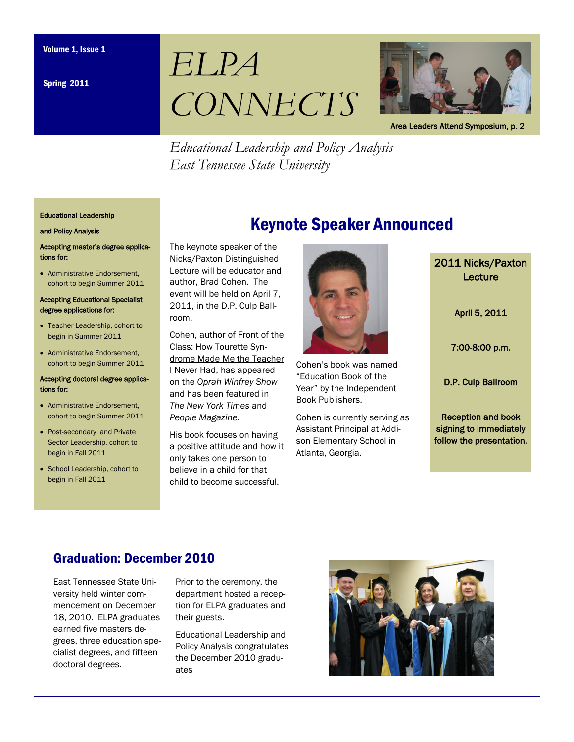Volume 1, Issue 1

Spring 2011

# *ELPA CONNECTS*

Area Leaders Attend Symposium, p. 2

*Educational Leadership and Policy Analysis*
*East Tennessee State University*

**Educational Leadership and Policy Analysis**

**Accepting master's degree applications for:**

- Administrative Endorsement, cohort to begin Summer 2011

**Accepting Educational Specialist degree applications for:**

- Teacher Leadership, cohort to begin in Summer 2011
- Administrative Endorsement, cohort to begin Summer 2011

**Accepting doctoral degree applications for:**

- Administrative Endorsement, cohort to begin Summer 2011
- Post-secondary and Private Sector Leadership, cohort to begin in Fall 2011
- School Leadership, cohort to begin in Fall 2011

## Keynote Speaker Announced

The keynote speaker of the Nicks/Paxton Distinguished Lecture will be educator and author, Brad Cohen. The event will be held on April 7, 2011, in the D.P. Culp Ballroom.

Cohen, author of Front of the Class: How Tourette Syndrome Made Me the Teacher I Never Had, has appeared on the *Oprah Winfrey Show* and has been featured in *The New York Times* and *People Magazine*.

His book focuses on having a positive attitude and how it only takes one person to believe in a child for that child to become successful.

Cohen's book was named "Education Book of the Year" by the Independent Book Publishers.

Cohen is currently serving as Assistant Principal at Addison Elementary School in Atlanta, Georgia.

**2011 Nicks/Paxton Lecture**

**April 5, 2011**

**7:00-8:00 p.m.**

**D.P. Culp Ballroom**

**Reception and book signing to immediately follow the presentation.**

## Graduation: December 2010

East Tennessee State University held winter commencement on December 18, 2010. ELPA graduates earned five masters degrees, three education specialist degrees, and fifteen doctoral degrees.

Prior to the ceremony, the department hosted a reception for ELPA graduates and their guests.

Educational Leadership and Policy Analysis congratulates the December 2010 graduates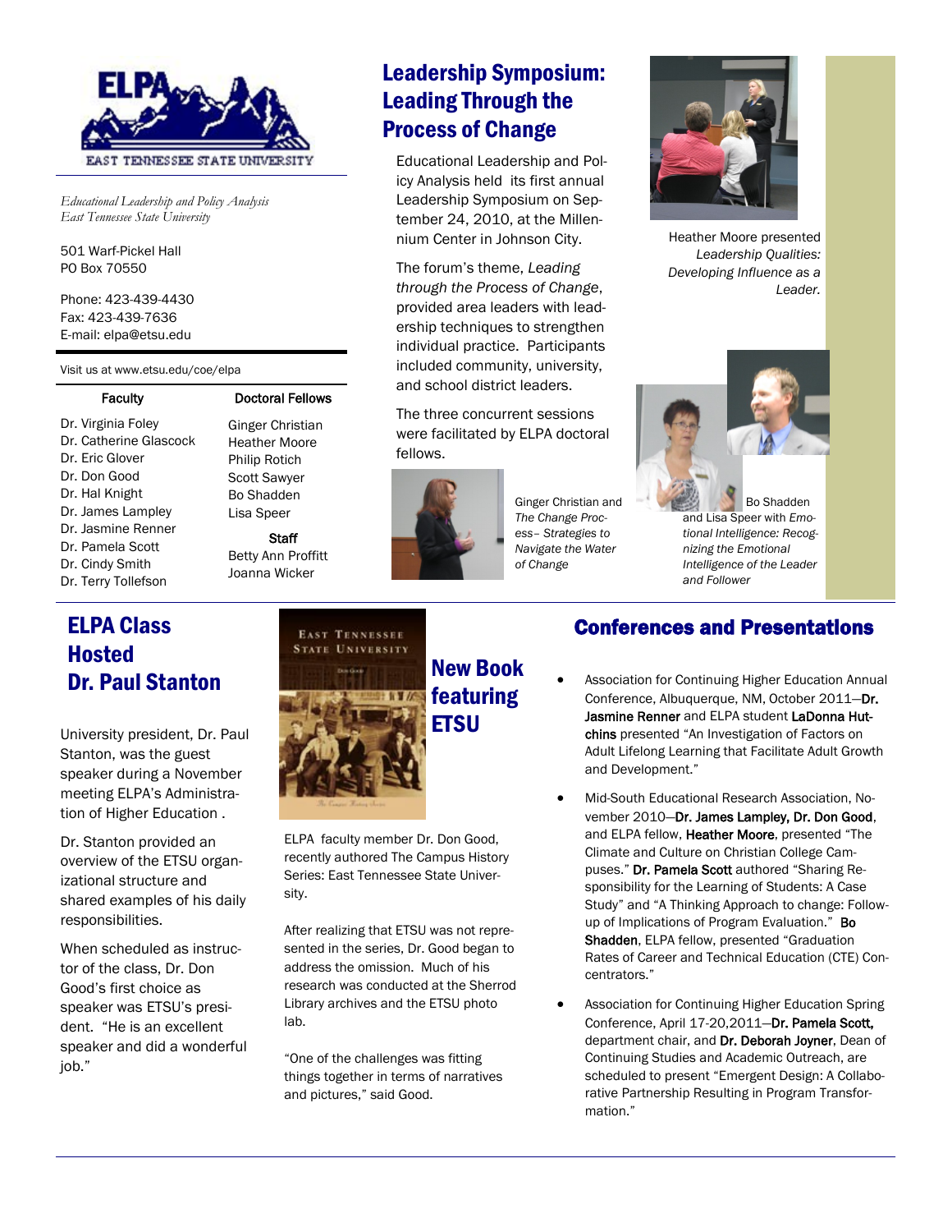ELPA

EAST TENNESSEE STATE UNIVERSITY

*Educational Leadership and Policy Analysis*
*East Tennessee State University*

501 Warf-Pickel Hall
PO Box 70550

Phone: 423-439-4430
Fax: 423-439-7636
E-mail: elpa@etsu.edu

Visit us at www.etsu.edu/coe/elpa

**Faculty**

Dr. Virginia Foley
Dr. Catherine Glascock
Dr. Eric Glover
Dr. Don Good
Dr. Hal Knight
Dr. James Lampley
Dr. Jasmine Renner
Dr. Pamela Scott
Dr. Cindy Smith
Dr. Terry Tollefson

**Doctoral Fellows**

Ginger Christian
Heather Moore
Philip Rotich
Scott Sawyer
Bo Shadden
Lisa Speer

**Staff**

Betty Ann Proffitt
Joanna Wicker

# Leadership Symposium: Leading Through the Process of Change

Educational Leadership and Policy Analysis held its first annual Leadership Symposium on September 24, 2010, at the Millennium Center in Johnson City.

The forum's theme, *Leading through the Process of Change*, provided area leaders with leadership techniques to strengthen individual practice. Participants included community, university, and school district leaders.

The three concurrent sessions were facilitated by ELPA doctoral fellows.

Heather Moore presented *Leadership Qualities: Developing Influence as a Leader.*

Ginger Christian and *The Change Process– Strategies to Navigate the Water of Change*

Bo Shadden and Lisa Speer with *Emotional Intelligence: Recognizing the Emotional Intelligence of the Leader and Follower*

# ELPA Class Hosted Dr. Paul Stanton

University president, Dr. Paul Stanton, was the guest speaker during a November meeting ELPA's Administration of Higher Education .

Dr. Stanton provided an overview of the ETSU organizational structure and shared examples of his daily responsibilities.

When scheduled as instructor of the class, Dr. Don Good's first choice as speaker was ETSU's president. "He is an excellent speaker and did a wonderful job."

# New Book featuring ETSU

ELPA faculty member Dr. Don Good, recently authored The Campus History Series: East Tennessee State University.

After realizing that ETSU was not represented in the series, Dr. Good began to address the omission. Much of his research was conducted at the Sherrod Library archives and the ETSU photo lab.

"One of the challenges was fitting things together in terms of narratives and pictures," said Good.

# Conferences and Presentations

- Association for Continuing Higher Education Annual Conference, Albuquerque, NM, October 2011—**Dr. Jasmine Renner** and ELPA student **LaDonna Hutchins** presented "An Investigation of Factors on Adult Lifelong Learning that Facilitate Adult Growth and Development."
- Mid-South Educational Research Association, November 2010—**Dr. James Lampley, Dr. Don Good**, and ELPA fellow, **Heather Moore**, presented "The Climate and Culture on Christian College Campuses." **Dr. Pamela Scott** authored "Sharing Responsibility for the Learning of Students: A Case Study" and "A Thinking Approach to change: Follow-up of Implications of Program Evaluation." **Bo Shadden**, ELPA fellow, presented "Graduation Rates of Career and Technical Education (CTE) Concentrators."
- Association for Continuing Higher Education Spring Conference, April 17-20,2011—**Dr. Pamela Scott,** department chair, and **Dr. Deborah Joyner**, Dean of Continuing Studies and Academic Outreach, are scheduled to present "Emergent Design: A Collaborative Partnership Resulting in Program Transformation."